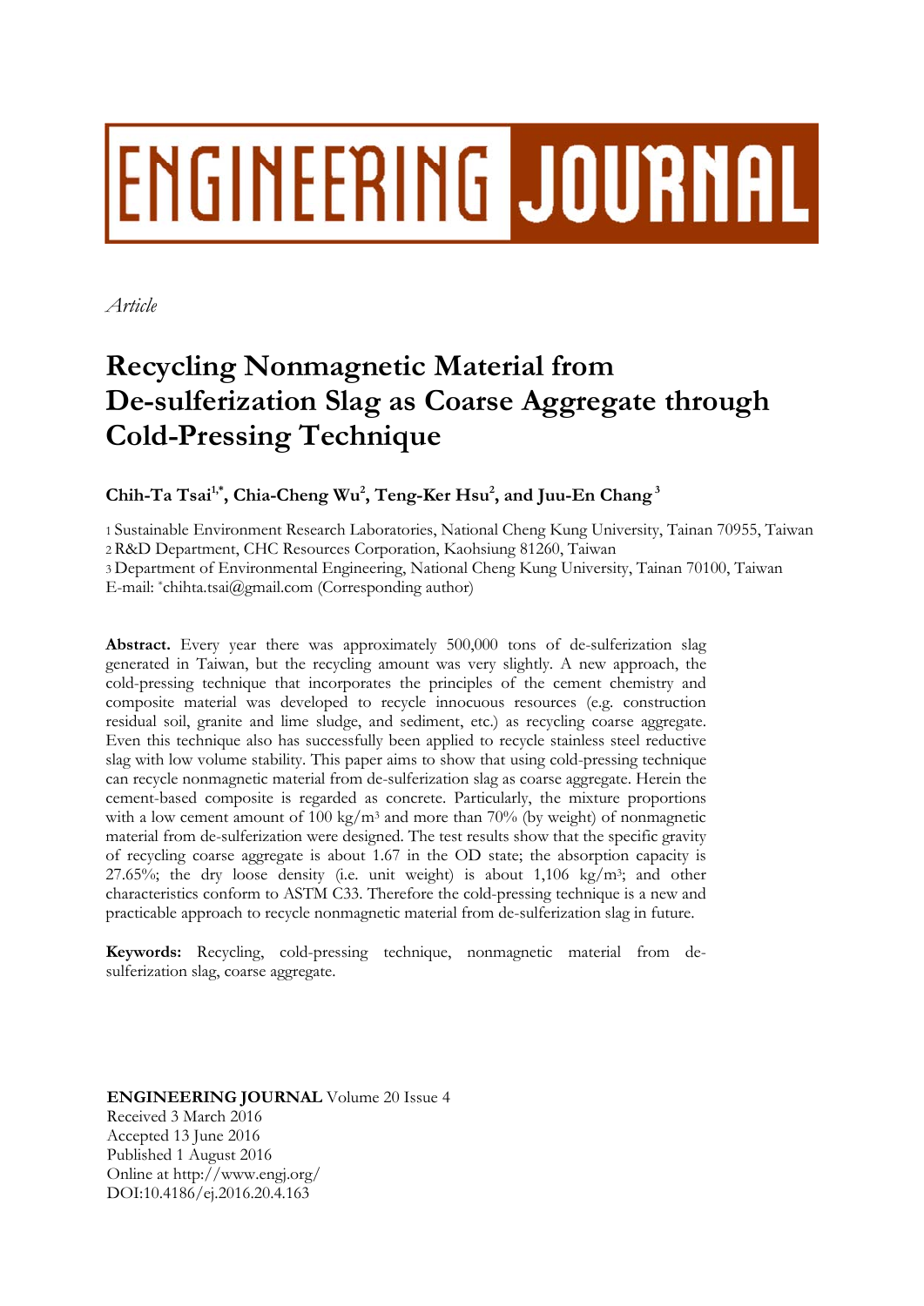# ENGINEERING JOURNAL

*Article*

# Recycling Nonmagnetic Material from De-sulferization Slag as Coarse Aggregate through Cold-Pressing Technique

**Chih-Ta Tsai[1,*], Chia-Cheng Wu[2], Teng-Ker Hsu[2], and Juu-En Chang[3]**

1 Sustainable Environment Research Laboratories, National Cheng Kung University, Tainan 70955, Taiwan
2 R&D Department, CHC Resources Corporation, Kaohsiung 81260, Taiwan
3 Department of Environmental Engineering, National Cheng Kung University, Tainan 70100, Taiwan
E-mail: *chihta.tsai@gmail.com (Corresponding author)

**Abstract.** Every year there was approximately 500,000 tons of de-sulferization slag generated in Taiwan, but the recycling amount was very slightly. A new approach, the cold-pressing technique that incorporates the principles of the cement chemistry and composite material was developed to recycle innocuous resources (e.g. construction residual soil, granite and lime sludge, and sediment, etc.) as recycling coarse aggregate. Even this technique also has successfully been applied to recycle stainless steel reductive slag with low volume stability. This paper aims to show that using cold-pressing technique can recycle nonmagnetic material from de-sulferization slag as coarse aggregate. Herein the cement-based composite is regarded as concrete. Particularly, the mixture proportions with a low cement amount of 100 kg/m$^3$ and more than 70% (by weight) of nonmagnetic material from de-sulferization were designed. The test results show that the specific gravity of recycling coarse aggregate is about 1.67 in the OD state; the absorption capacity is 27.65%; the dry loose density (i.e. unit weight) is about 1,106 kg/m$^3$; and other characteristics conform to ASTM C33. Therefore the cold-pressing technique is a new and practicable approach to recycle nonmagnetic material from de-sulferization slag in future.

**Keywords:** Recycling, cold-pressing technique, nonmagnetic material from de-sulferization slag, coarse aggregate.

**ENGINEERING JOURNAL** Volume 20 Issue 4
Received 3 March 2016
Accepted 13 June 2016
Published 1 August 2016
Online at http://www.engj.org/
DOI:10.4186/ej.2016.20.4.163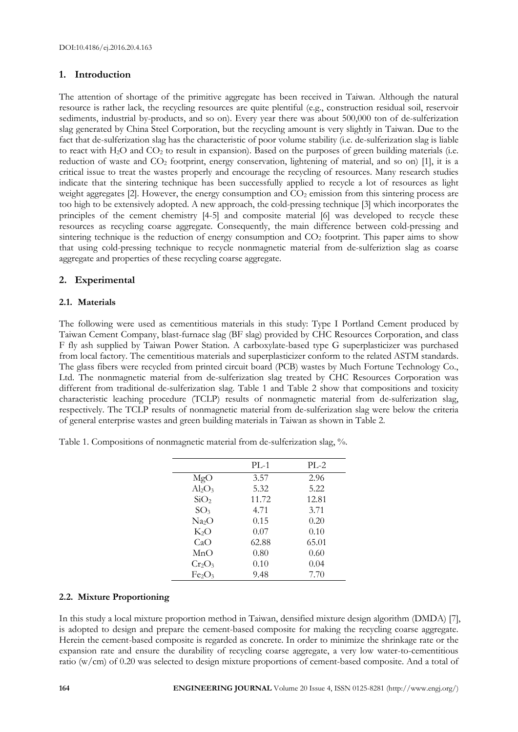## 1. Introduction

The attention of shortage of the primitive aggregate has been received in Taiwan. Although the natural resource is rather lack, the recycling resources are quite plentiful (e.g., construction residual soil, reservoir sediments, industrial by-products, and so on). Every year there was about 500,000 ton of de-sulferization slag generated by China Steel Corporation, but the recycling amount is very slightly in Taiwan. Due to the fact that de-sulferization slag has the characteristic of poor volume stability (i.e. de-sulferization slag is liable to react with $H_2O$ and $CO_2$ to result in expansion). Based on the purposes of green building materials (i.e. reduction of waste and $CO_2$ footprint, energy conservation, lightening of material, and so on) [1], it is a critical issue to treat the wastes properly and encourage the recycling of resources. Many research studies indicate that the sintering technique has been successfully applied to recycle a lot of resources as light weight aggregates [2]. However, the energy consumption and $CO_2$ emission from this sintering process are too high to be extensively adopted. A new approach, the cold-pressing technique [3] which incorporates the principles of the cement chemistry [4-5] and composite material [6] was developed to recycle these resources as recycling coarse aggregate. Consequently, the main difference between cold-pressing and sintering technique is the reduction of energy consumption and $CO_2$ footprint. This paper aims to show that using cold-pressing technique to recycle nonmagnetic material from de-sulferiztion slag as coarse aggregate and properties of these recycling coarse aggregate.

## 2. Experimental

### 2.1. Materials

The following were used as cementitious materials in this study: Type I Portland Cement produced by Taiwan Cement Company, blast-furnace slag (BF slag) provided by CHC Resources Corporation, and class F fly ash supplied by Taiwan Power Station. A carboxylate-based type G superplasticizer was purchased from local factory. The cementitious materials and superplasticizer conform to the related ASTM standards. The glass fibers were recycled from printed circuit board (PCB) wastes by Much Fortune Technology Co., Ltd. The nonmagnetic material from de-sulferization slag treated by CHC Resources Corporation was different from traditional de-sulferization slag. Table 1 and Table 2 show that compositions and toxicity characteristic leaching procedure (TCLP) results of nonmagnetic material from de-sulferization slag, respectively. The TCLP results of nonmagnetic material from de-sulferization slag were below the criteria of general enterprise wastes and green building materials in Taiwan as shown in Table 2.

Table 1. Compositions of nonmagnetic material from de-sulferization slag, %.

| | PL-1 | PL-2 |
|---|---|---|
| $MgO$ | 3.57 | 2.96 |
| $Al_2O_3$ | 5.32 | 5.22 |
| $SiO_2$ | 11.72 | 12.81 |
| $SO_3$ | 4.71 | 3.71 |
| $Na_2O$ | 0.15 | 0.20 |
| $K_2O$ | 0.07 | 0.10 |
| $CaO$ | 62.88 | 65.01 |
| $MnO$ | 0.80 | 0.60 |
| $Cr_2O_3$ | 0.10 | 0.04 |
| $Fe_2O_3$ | 9.48 | 7.70 |

### 2.2. Mixture Proportioning

In this study a local mixture proportion method in Taiwan, densified mixture design algorithm (DMDA) [7], is adopted to design and prepare the cement-based composite for making the recycling coarse aggregate. Herein the cement-based composite is regarded as concrete. In order to minimize the shrinkage rate or the expansion rate and ensure the durability of recycling coarse aggregate, a very low water-to-cementitious ratio (w/cm) of 0.20 was selected to design mixture proportions of cement-based composite. And a total of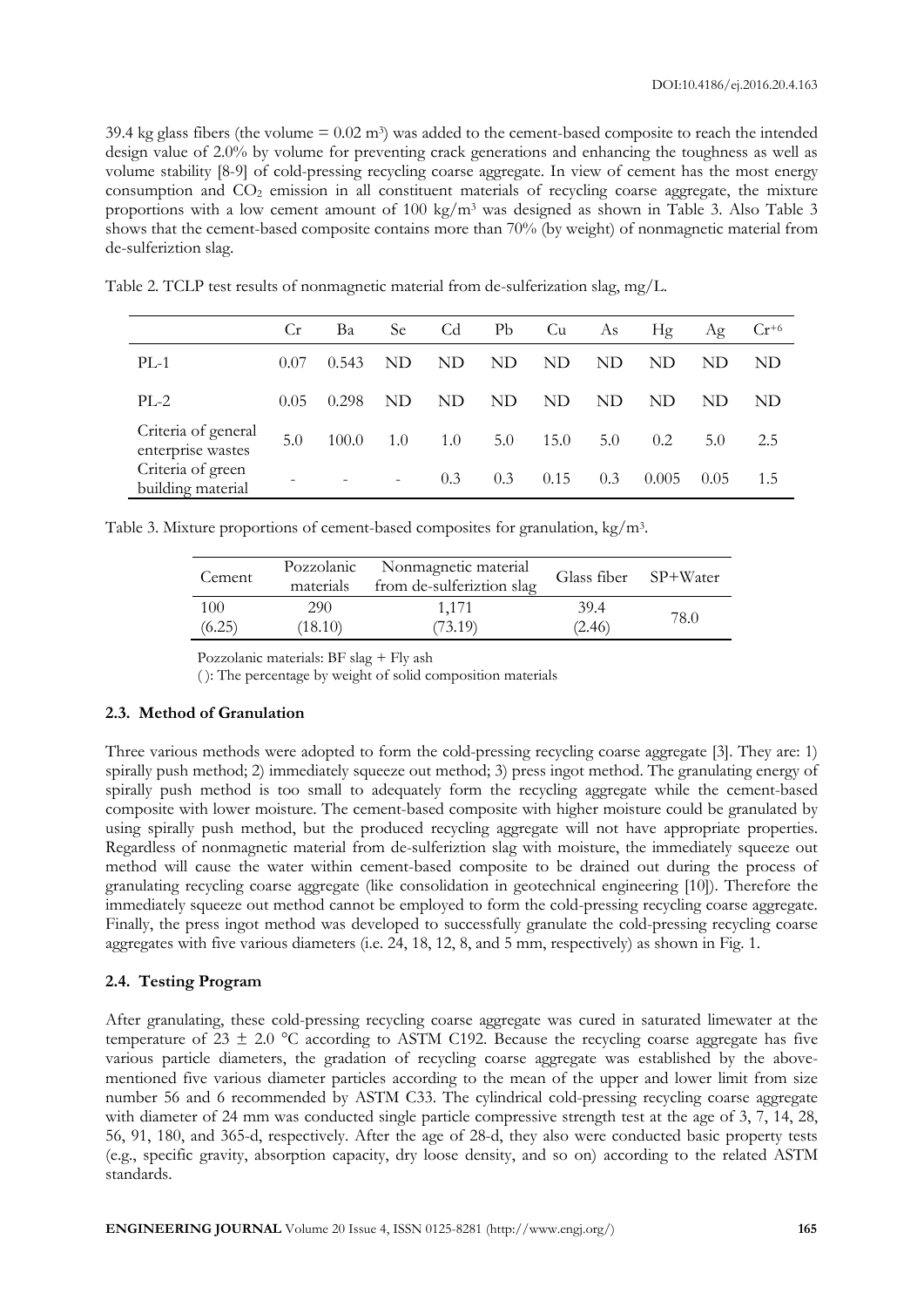39.4 kg glass fibers (the volume = 0.02 $m^3$) was added to the cement-based composite to reach the intended design value of 2.0% by volume for preventing crack generations and enhancing the toughness as well as volume stability [8-9] of cold-pressing recycling coarse aggregate. In view of cement has the most energy consumption and $CO_2$ emission in all constituent materials of recycling coarse aggregate, the mixture proportions with a low cement amount of 100 kg/$m^3$ was designed as shown in Table 3. Also Table 3 shows that the cement-based composite contains more than 70% (by weight) of nonmagnetic material from de-sulferiztion slag.

Table 2. TCLP test results of nonmagnetic material from de-sulferization slag, mg/L.

| | Cr | Ba | Se | Cd | Pb | Cu | As | Hg | Ag | $Cr^{+6}$ |
|---|---|---|---|---|---|---|---|---|---|---|
| PL-1 | 0.07 | 0.543 | ND | ND | ND | ND | ND | ND | ND | ND |
| PL-2 | 0.05 | 0.298 | ND | ND | ND | ND | ND | ND | ND | ND |
| Criteria of general enterprise wastes | 5.0 | 100.0 | 1.0 | 1.0 | 5.0 | 15.0 | 5.0 | 0.2 | 5.0 | 2.5 |
| Criteria of green building material | - | - | - | 0.3 | 0.3 | 0.15 | 0.3 | 0.005 | 0.05 | 1.5 |

Table 3. Mixture proportions of cement-based composites for granulation, kg/$m^3$.

| Cement | Pozzolanic materials | Nonmagnetic material from de-sulferiztion slag | Glass fiber | SP+Water |
|---|---|---|---|---|
| 100 (6.25) | 290 (18.10) | 1,171 (73.19) | 39.4 (2.46) | 78.0 |

Pozzolanic materials: BF slag + Fly ash

( ): The percentage by weight of solid composition materials

### 2.3. Method of Granulation

Three various methods were adopted to form the cold-pressing recycling coarse aggregate [3]. They are: 1) spirally push method; 2) immediately squeeze out method; 3) press ingot method. The granulating energy of spirally push method is too small to adequately form the recycling aggregate while the cement-based composite with lower moisture. The cement-based composite with higher moisture could be granulated by using spirally push method, but the produced recycling aggregate will not have appropriate properties. Regardless of nonmagnetic material from de-sulferiztion slag with moisture, the immediately squeeze out method will cause the water within cement-based composite to be drained out during the process of granulating recycling coarse aggregate (like consolidation in geotechnical engineering [10]). Therefore the immediately squeeze out method cannot be employed to form the cold-pressing recycling coarse aggregate. Finally, the press ingot method was developed to successfully granulate the cold-pressing recycling coarse aggregates with five various diameters (i.e. 24, 18, 12, 8, and 5 mm, respectively) as shown in Fig. 1.

### 2.4. Testing Program

After granulating, these cold-pressing recycling coarse aggregate was cured in saturated limewater at the temperature of 23 ± 2.0 °C according to ASTM C192. Because the recycling coarse aggregate has five various particle diameters, the gradation of recycling coarse aggregate was established by the above-mentioned five various diameter particles according to the mean of the upper and lower limit from size number 56 and 6 recommended by ASTM C33. The cylindrical cold-pressing recycling coarse aggregate with diameter of 24 mm was conducted single particle compressive strength test at the age of 3, 7, 14, 28, 56, 91, 180, and 365-d, respectively. After the age of 28-d, they also were conducted basic property tests (e.g., specific gravity, absorption capacity, dry loose density, and so on) according to the related ASTM standards.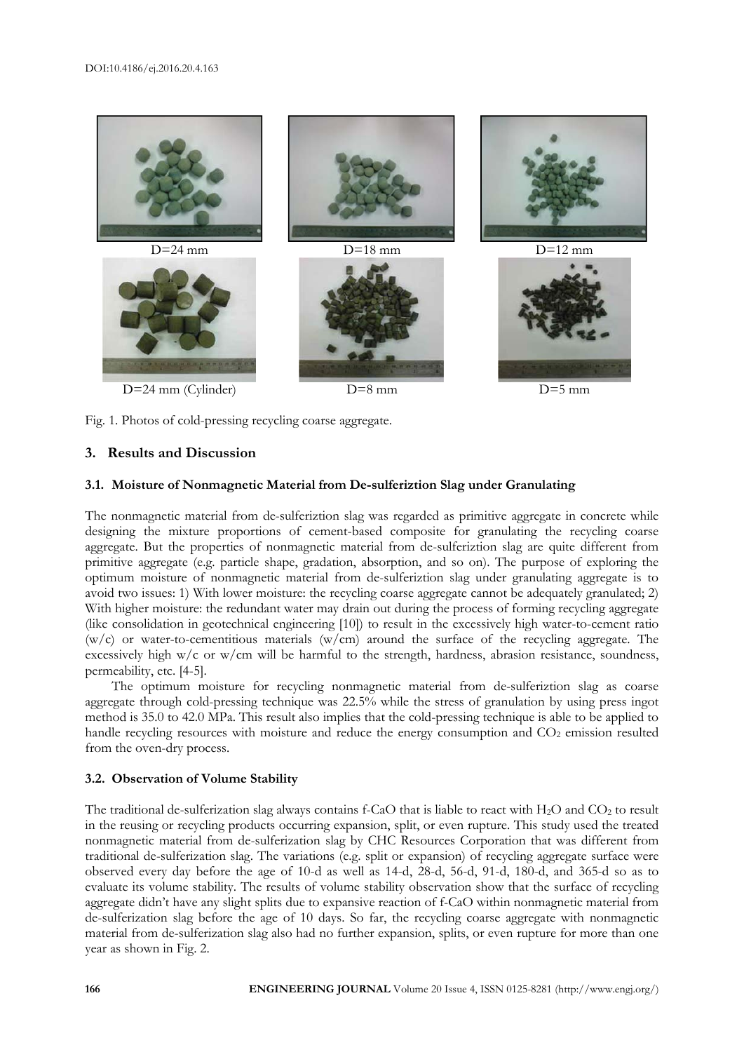D=24 mm D=18 mm D=12 mm

D=24 mm (Cylinder) D=8 mm D=5 mm

Fig. 1. Photos of cold-pressing recycling coarse aggregate.

## 3. Results and Discussion

### 3.1. Moisture of Nonmagnetic Material from De-sulferiztion Slag under Granulating

The nonmagnetic material from de-sulferiztion slag was regarded as primitive aggregate in concrete while designing the mixture proportions of cement-based composite for granulating the recycling coarse aggregate. But the properties of nonmagnetic material from de-sulferiztion slag are quite different from primitive aggregate (e.g. particle shape, gradation, absorption, and so on). The purpose of exploring the optimum moisture of nonmagnetic material from de-sulferiztion slag under granulating aggregate is to avoid two issues: 1) With lower moisture: the recycling coarse aggregate cannot be adequately granulated; 2) With higher moisture: the redundant water may drain out during the process of forming recycling aggregate (like consolidation in geotechnical engineering [10]) to result in the excessively high water-to-cement ratio (w/c) or water-to-cementitious materials (w/cm) around the surface of the recycling aggregate. The excessively high w/c or w/cm will be harmful to the strength, hardness, abrasion resistance, soundness, permeability, etc. [4-5].

The optimum moisture for recycling nonmagnetic material from de-sulferiztion slag as coarse aggregate through cold-pressing technique was 22.5% while the stress of granulation by using press ingot method is 35.0 to 42.0 MPa. This result also implies that the cold-pressing technique is able to be applied to handle recycling resources with moisture and reduce the energy consumption and $CO_2$ emission resulted from the oven-dry process.

### 3.2. Observation of Volume Stability

The traditional de-sulferization slag always contains f-CaO that is liable to react with $H_2O$ and $CO_2$ to result in the reusing or recycling products occurring expansion, split, or even rupture. This study used the treated nonmagnetic material from de-sulferization slag by CHC Resources Corporation that was different from traditional de-sulferization slag. The variations (e.g. split or expansion) of recycling aggregate surface were observed every day before the age of 10-d as well as 14-d, 28-d, 56-d, 91-d, 180-d, and 365-d so as to evaluate its volume stability. The results of volume stability observation show that the surface of recycling aggregate didn't have any slight splits due to expansive reaction of f-CaO within nonmagnetic material from de-sulferization slag before the age of 10 days. So far, the recycling coarse aggregate with nonmagnetic material from de-sulferization slag also had no further expansion, splits, or even rupture for more than one year as shown in Fig. 2.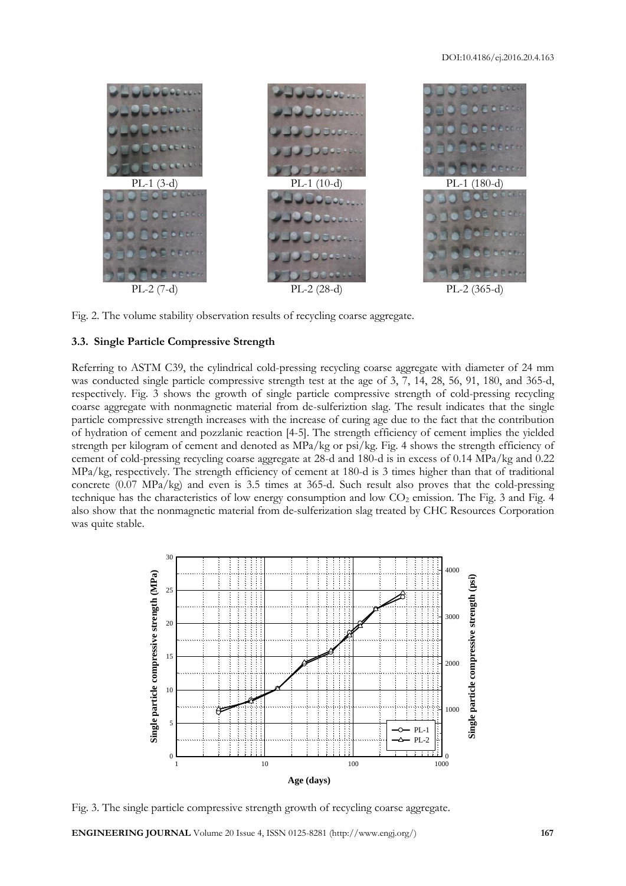PL-1 (3-d) PL-1 (10-d) PL-1 (180-d)

PL-2 (7-d) PL-2 (28-d) PL-2 (365-d)

Fig. 2. The volume stability observation results of recycling coarse aggregate.

### 3.3. Single Particle Compressive Strength

Referring to ASTM C39, the cylindrical cold-pressing recycling coarse aggregate with diameter of 24 mm was conducted single particle compressive strength test at the age of 3, 7, 14, 28, 56, 91, 180, and 365-d, respectively. Fig. 3 shows the growth of single particle compressive strength of cold-pressing recycling coarse aggregate with nonmagnetic material from de-sulferiztion slag. The result indicates that the single particle compressive strength increases with the increase of curing age due to the fact that the contribution of hydration of cement and pozzlanic reaction [4-5]. The strength efficiency of cement implies the yielded strength per kilogram of cement and denoted as MPa/kg or psi/kg. Fig. 4 shows the strength efficiency of cement of cold-pressing recycling coarse aggregate at 28-d and 180-d is in excess of 0.14 MPa/kg and 0.22 MPa/kg, respectively. The strength efficiency of cement at 180-d is 3 times higher than that of traditional concrete (0.07 MPa/kg) and even is 3.5 times at 365-d. Such result also proves that the cold-pressing technique has the characteristics of low energy consumption and low $CO_2$ emission. The Fig. 3 and Fig. 4 also show that the nonmagnetic material from de-sulferization slag treated by CHC Resources Corporation was quite stable.

Fig. 3. The single particle compressive strength growth of recycling coarse aggregate.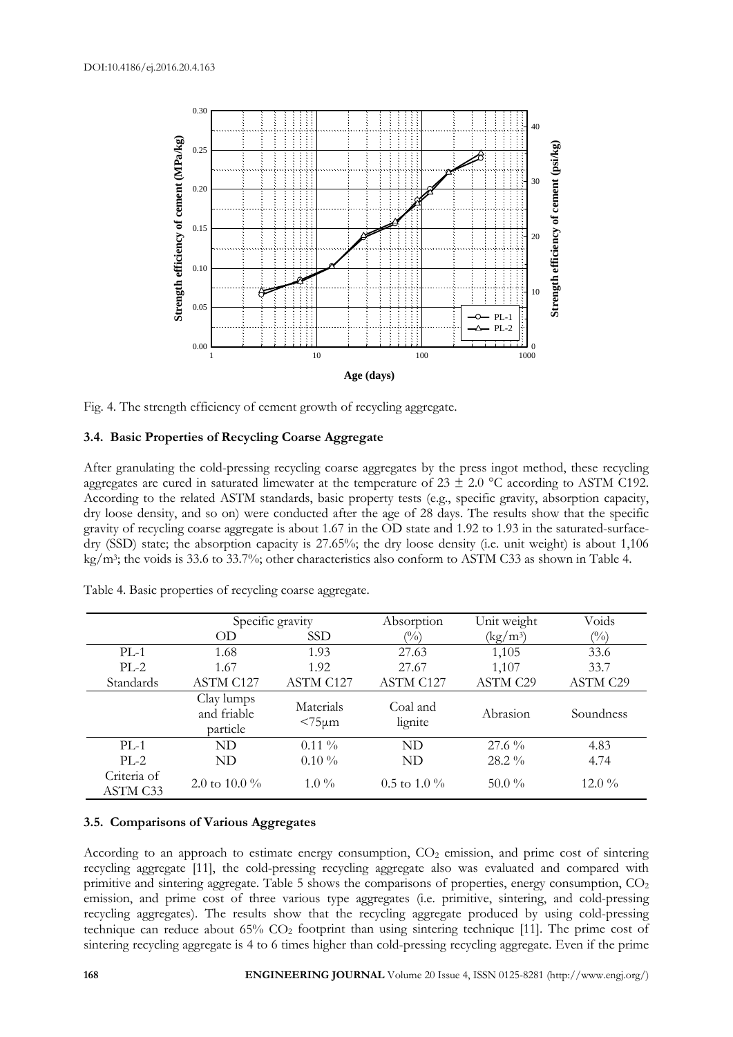Fig. 4. The strength efficiency of cement growth of recycling aggregate.

### 3.4. Basic Properties of Recycling Coarse Aggregate

After granulating the cold-pressing recycling coarse aggregates by the press ingot method, these recycling aggregates are cured in saturated limewater at the temperature of 23 ± 2.0 °C according to ASTM C192. According to the related ASTM standards, basic property tests (e.g., specific gravity, absorption capacity, dry loose density, and so on) were conducted after the age of 28 days. The results show that the specific gravity of recycling coarse aggregate is about 1.67 in the OD state and 1.92 to 1.93 in the saturated-surface-dry (SSD) state; the absorption capacity is 27.65%; the dry loose density (i.e. unit weight) is about 1,106 kg/m$^3$; the voids is 33.6 to 33.7%; other characteristics also conform to ASTM C33 as shown in Table 4.

Table 4. Basic properties of recycling coarse aggregate.

| | Specific gravity | | Absorption | Unit weight | Voids |
|---|---|---|---|---|---|
| | OD | SSD | (%) | (kg/m$^3$) | (%) |
| PL-1 | 1.68 | 1.93 | 27.63 | 1,105 | 33.6 |
| PL-2 | 1.67 | 1.92 | 27.67 | 1,107 | 33.7 |
| Standards | ASTM C127 | ASTM C127 | ASTM C127 | ASTM C29 | ASTM C29 |
| | Clay lumps and friable particle | Materials <75μm | Coal and lignite | Abrasion | Soundness |
| PL-1 | ND | 0.11 % | ND | 27.6 % | 4.83 |
| PL-2 | ND | 0.10 % | ND | 28.2 % | 4.74 |
| Criteria of ASTM C33 | 2.0 to 10.0 % | 1.0 % | 0.5 to 1.0 % | 50.0 % | 12.0 % |

### 3.5. Comparisons of Various Aggregates

According to an approach to estimate energy consumption, $CO_2$ emission, and prime cost of sintering recycling aggregate [11], the cold-pressing recycling aggregate also was evaluated and compared with primitive and sintering aggregate. Table 5 shows the comparisons of properties, energy consumption, $CO_2$ emission, and prime cost of three various type aggregates (i.e. primitive, sintering, and cold-pressing recycling aggregates). The results show that the recycling aggregate produced by using cold-pressing technique can reduce about 65% $CO_2$ footprint than using sintering technique [11]. The prime cost of sintering recycling aggregate is 4 to 6 times higher than cold-pressing recycling aggregate. Even if the prime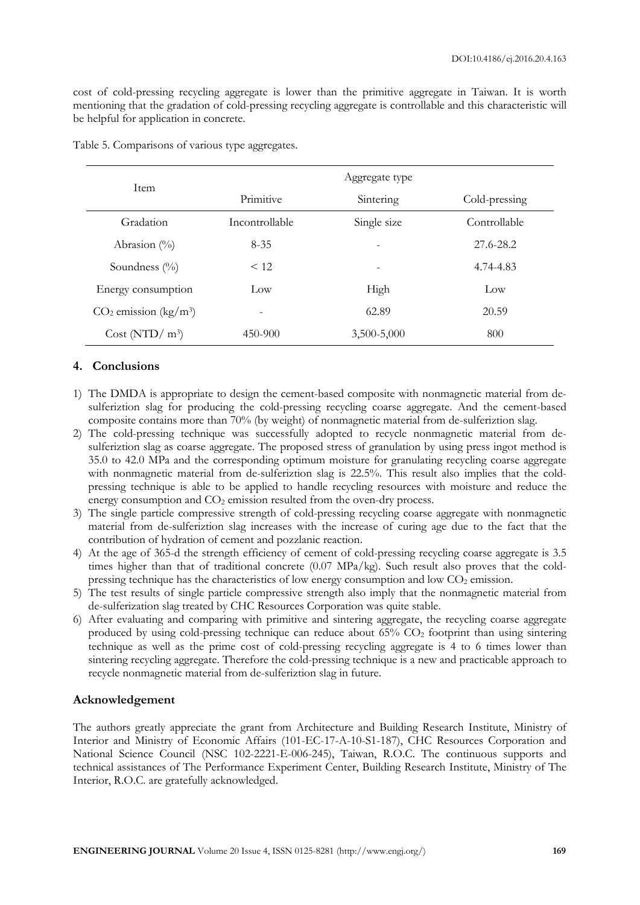cost of cold-pressing recycling aggregate is lower than the primitive aggregate in Taiwan. It is worth mentioning that the gradation of cold-pressing recycling aggregate is controllable and this characteristic will be helpful for application in concrete.

Table 5. Comparisons of various type aggregates.

| Item | Aggregate type | | |
|---|---|---|---|
| | Primitive | Sintering | Cold-pressing |
| Gradation | Incontrollable | Single size | Controllable |
| Abrasion (%) | 8-35 | - | 27.6-28.2 |
| Soundness (%) | < 12 | - | 4.74-4.83 |
| Energy consumption | Low | High | Low |
| $CO_2$ emission (kg/m$^3$) | - | 62.89 | 20.59 |
| Cost (NTD/ m$^3$) | 450-900 | 3,500-5,000 | 800 |

## 4. Conclusions

1) The DMDA is appropriate to design the cement-based composite with nonmagnetic material from de-sulferiztion slag for producing the cold-pressing recycling coarse aggregate. And the cement-based composite contains more than 70% (by weight) of nonmagnetic material from de-sulferiztion slag.
2) The cold-pressing technique was successfully adopted to recycle nonmagnetic material from de-sulferiztion slag as coarse aggregate. The proposed stress of granulation by using press ingot method is 35.0 to 42.0 MPa and the corresponding optimum moisture for granulating recycling coarse aggregate with nonmagnetic material from de-sulferiztion slag is 22.5%. This result also implies that the cold-pressing technique is able to be applied to handle recycling resources with moisture and reduce the energy consumption and $CO_2$ emission resulted from the oven-dry process.
3) The single particle compressive strength of cold-pressing recycling coarse aggregate with nonmagnetic material from de-sulferiztion slag increases with the increase of curing age due to the fact that the contribution of hydration of cement and pozzlanic reaction.
4) At the age of 365-d the strength efficiency of cement of cold-pressing recycling coarse aggregate is 3.5 times higher than that of traditional concrete (0.07 MPa/kg). Such result also proves that the cold-pressing technique has the characteristics of low energy consumption and low $CO_2$ emission.
5) The test results of single particle compressive strength also imply that the nonmagnetic material from de-sulferization slag treated by CHC Resources Corporation was quite stable.
6) After evaluating and comparing with primitive and sintering aggregate, the recycling coarse aggregate produced by using cold-pressing technique can reduce about 65% $CO_2$ footprint than using sintering technique as well as the prime cost of cold-pressing recycling aggregate is 4 to 6 times lower than sintering recycling aggregate. Therefore the cold-pressing technique is a new and practicable approach to recycle nonmagnetic material from de-sulferiztion slag in future.

## Acknowledgement

The authors greatly appreciate the grant from Architecture and Building Research Institute, Ministry of Interior and Ministry of Economic Affairs (101-EC-17-A-10-S1-187), CHC Resources Corporation and National Science Council (NSC 102-2221-E-006-245), Taiwan, R.O.C. The continuous supports and technical assistances of The Performance Experiment Center, Building Research Institute, Ministry of The Interior, R.O.C. are gratefully acknowledged.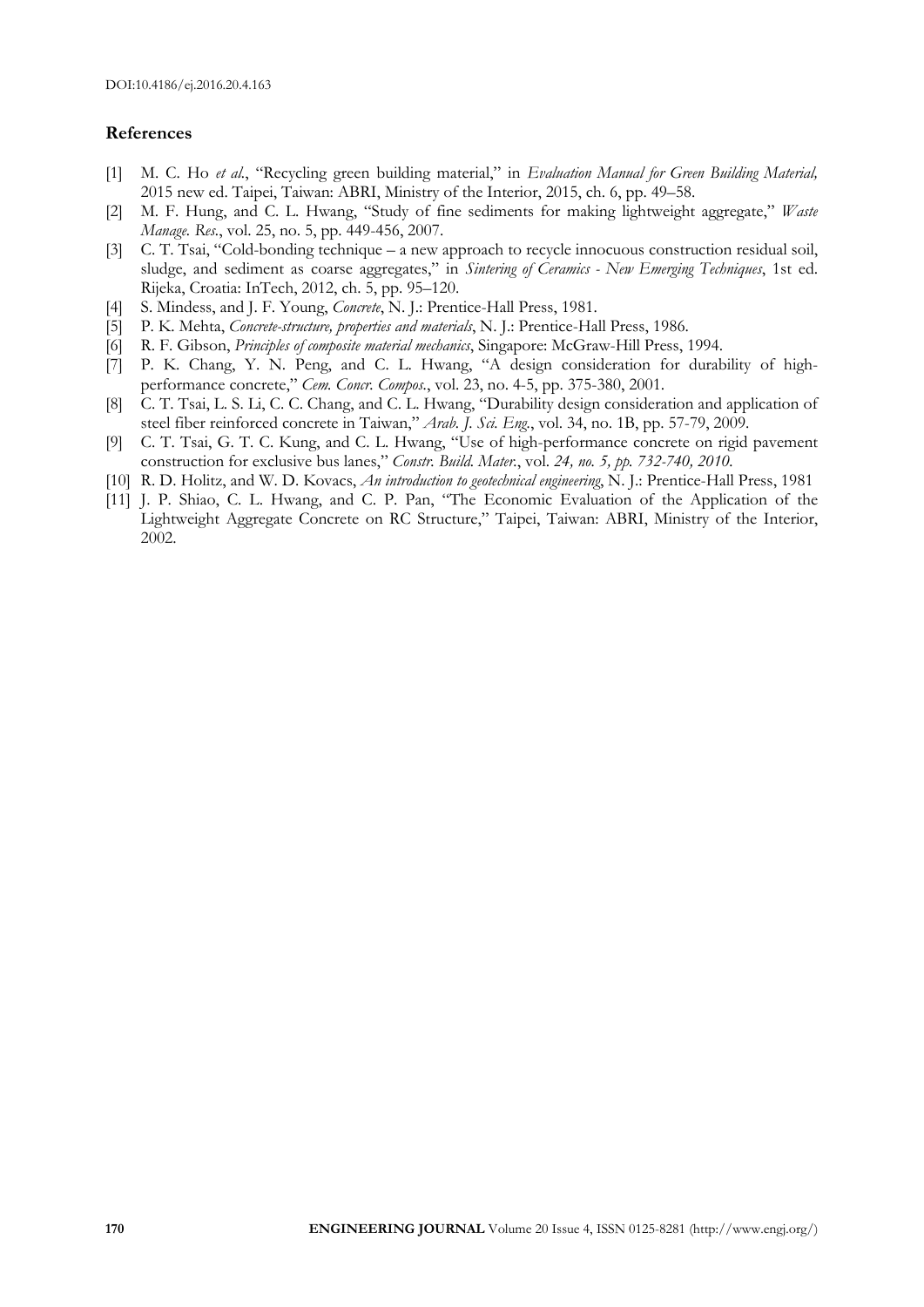## References

[1] M. C. Ho *et al.*, "Recycling green building material," in *Evaluation Manual for Green Building Material,* 2015 new ed. Taipei, Taiwan: ABRI, Ministry of the Interior, 2015, ch. 6, pp. 49–58.

[2] M. F. Hung, and C. L. Hwang, "Study of fine sediments for making lightweight aggregate," *Waste Manage. Res.*, vol. 25, no. 5, pp. 449-456, 2007.

[3] C. T. Tsai, "Cold-bonding technique – a new approach to recycle innocuous construction residual soil, sludge, and sediment as coarse aggregates," in *Sintering of Ceramics - New Emerging Techniques*, 1st ed. Rijeka, Croatia: InTech, 2012, ch. 5, pp. 95–120.

[4] S. Mindess, and J. F. Young, *Concrete*, N. J.: Prentice-Hall Press, 1981.

[5] P. K. Mehta, *Concrete-structure, properties and materials*, N. J.: Prentice-Hall Press, 1986.

[6] R. F. Gibson, *Principles of composite material mechanics*, Singapore: McGraw-Hill Press, 1994.

[7] P. K. Chang, Y. N. Peng, and C. L. Hwang, "A design consideration for durability of high-performance concrete," *Cem. Concr. Compos.*, vol. 23, no. 4-5, pp. 375-380, 2001.

[8] C. T. Tsai, L. S. Li, C. C. Chang, and C. L. Hwang, "Durability design consideration and application of steel fiber reinforced concrete in Taiwan," *Arab. J. Sci. Eng.*, vol. 34, no. 1B, pp. 57-79, 2009.

[9] C. T. Tsai, G. T. C. Kung, and C. L. Hwang, "Use of high-performance concrete on rigid pavement construction for exclusive bus lanes," *Constr. Build. Mater.*, vol. *24, no. 5, pp. 732-740, 2010.*

[10] R. D. Holitz, and W. D. Kovacs, *An introduction to geotechnical engineering*, N. J.: Prentice-Hall Press, 1981

[11] J. P. Shiao, C. L. Hwang, and C. P. Pan, "The Economic Evaluation of the Application of the Lightweight Aggregate Concrete on RC Structure," Taipei, Taiwan: ABRI, Ministry of the Interior, 2002.